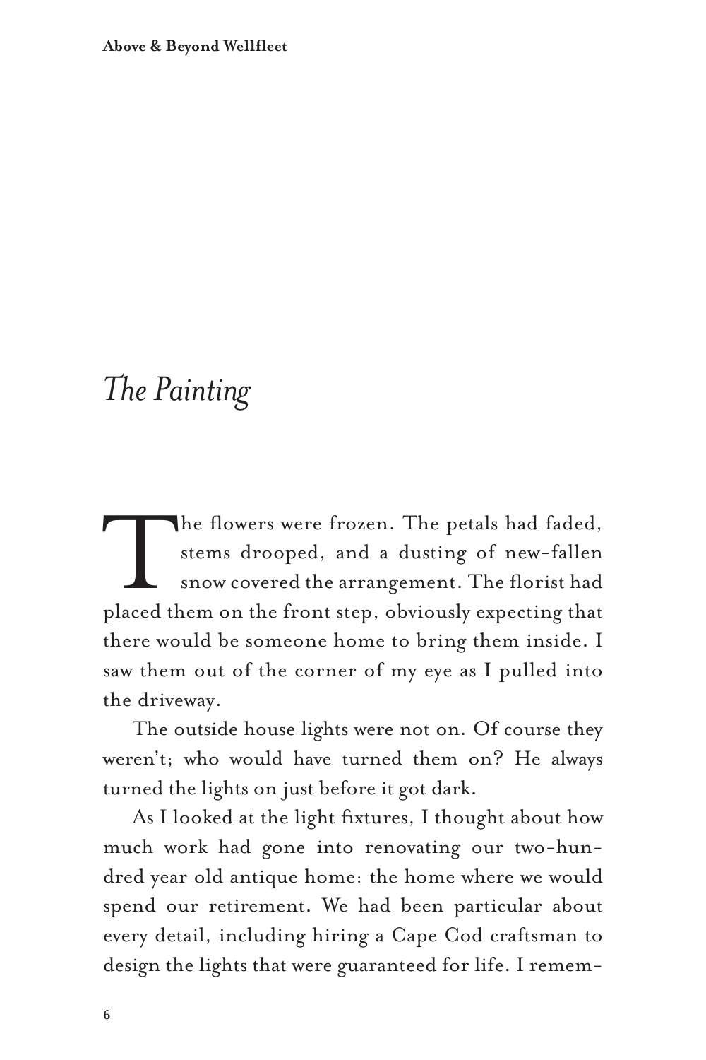# *The Painting*

The flowers were frozen. The petals had faded, stems drooped, and a dusting of new-fallen snow covered the arrangement. The florist had placed them on the front step, obviously expecting that there would be someone home to bring them inside. I saw them out of the corner of my eye as I pulled into the driveway.

The outside house lights were not on. Of course they weren't; who would have turned them on? He always turned the lights on just before it got dark.

As I looked at the light fixtures, I thought about how much work had gone into renovating our two-hundred year old antique home: the home where we would spend our retirement. We had been particular about every detail, including hiring a Cape Cod craftsman to design the lights that were guaranteed for life. I remem-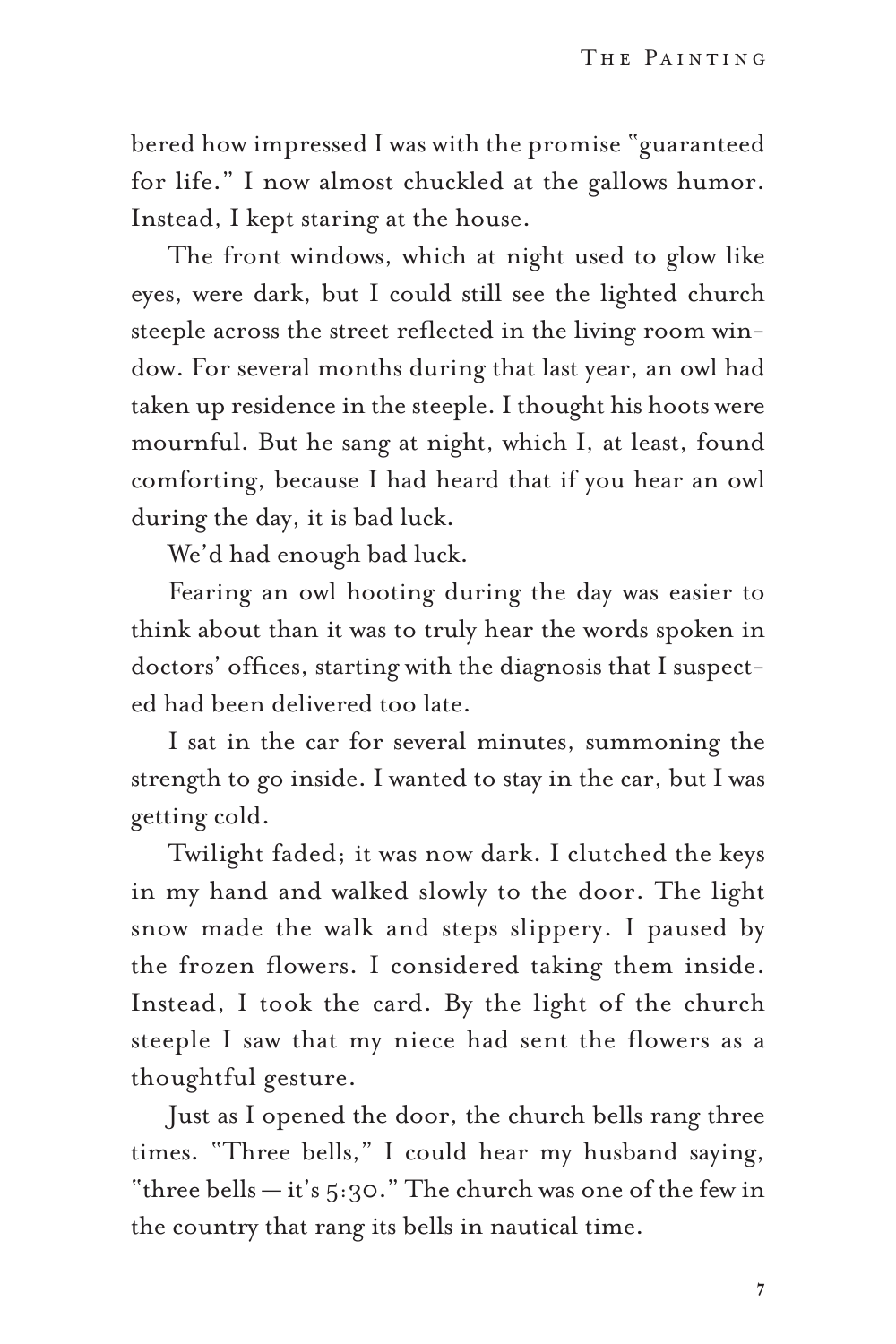bered how impressed I was with the promise "guaranteed for life." I now almost chuckled at the gallows humor. Instead, I kept staring at the house.

The front windows, which at night used to glow like eyes, were dark, but I could still see the lighted church steeple across the street reflected in the living room window. For several months during that last year, an owl had taken up residence in the steeple. I thought his hoots were mournful. But he sang at night, which I, at least, found comforting, because I had heard that if you hear an owl during the day, it is bad luck.

We'd had enough bad luck.

Fearing an owl hooting during the day was easier to think about than it was to truly hear the words spoken in doctors' offices, starting with the diagnosis that I suspected had been delivered too late.

I sat in the car for several minutes, summoning the strength to go inside. I wanted to stay in the car, but I was getting cold.

Twilight faded; it was now dark. I clutched the keys in my hand and walked slowly to the door. The light snow made the walk and steps slippery. I paused by the frozen flowers. I considered taking them inside. Instead, I took the card. By the light of the church steeple I saw that my niece had sent the flowers as a thoughtful gesture.

Just as I opened the door, the church bells rang three times. "Three bells," I could hear my husband saying, "three bells — it's 5:30." The church was one of the few in the country that rang its bells in nautical time.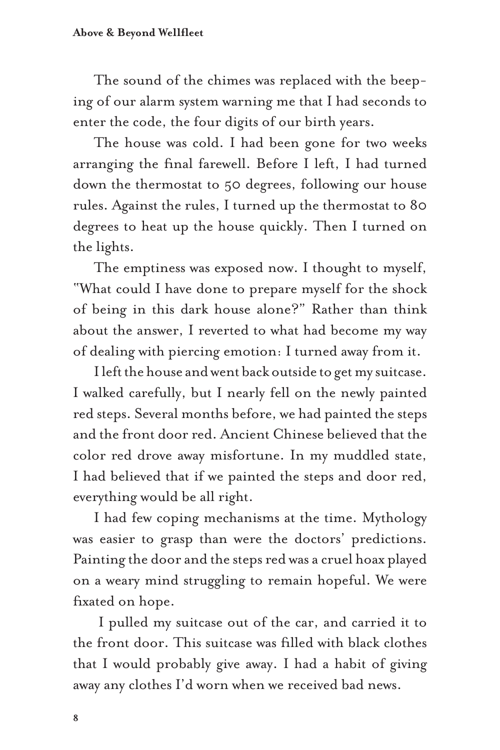The sound of the chimes was replaced with the beeping of our alarm system warning me that I had seconds to enter the code, the four digits of our birth years.

The house was cold. I had been gone for two weeks arranging the final farewell. Before I left, I had turned down the thermostat to 50 degrees, following our house rules. Against the rules, I turned up the thermostat to 80 degrees to heat up the house quickly. Then I turned on the lights.

The emptiness was exposed now. I thought to myself, "What could I have done to prepare myself for the shock of being in this dark house alone?" Rather than think about the answer, I reverted to what had become my way of dealing with piercing emotion: I turned away from it.

I left the house and went back outside to get my suitcase. I walked carefully, but I nearly fell on the newly painted red steps. Several months before, we had painted the steps and the front door red. Ancient Chinese believed that the color red drove away misfortune. In my muddled state, I had believed that if we painted the steps and door red, everything would be all right.

I had few coping mechanisms at the time. Mythology was easier to grasp than were the doctors' predictions. Painting the door and the steps red was a cruel hoax played on a weary mind struggling to remain hopeful. We were fixated on hope.

I pulled my suitcase out of the car, and carried it to the front door. This suitcase was filled with black clothes that I would probably give away. I had a habit of giving away any clothes I'd worn when we received bad news.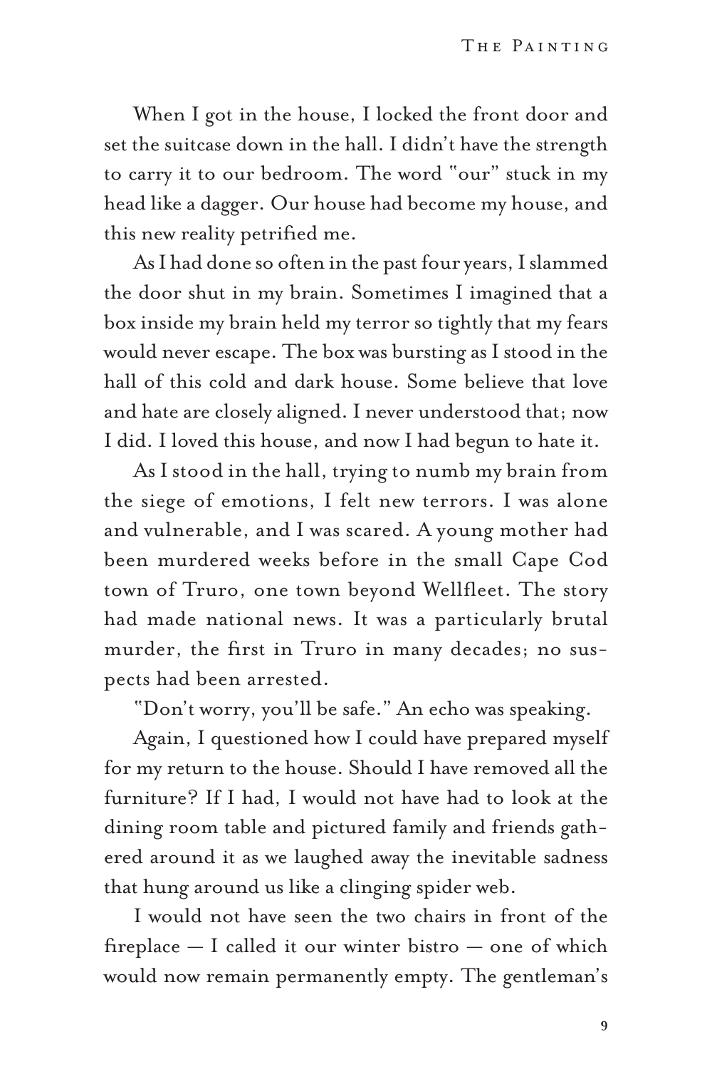When I got in the house, I locked the front door and set the suitcase down in the hall. I didn't have the strength to carry it to our bedroom. The word "our" stuck in my head like a dagger. Our house had become my house, and this new reality petrified me.

As I had done so often in the past four years, I slammed the door shut in my brain. Sometimes I imagined that a box inside my brain held my terror so tightly that my fears would never escape. The box was bursting as I stood in the hall of this cold and dark house. Some believe that love and hate are closely aligned. I never understood that; now I did. I loved this house, and now I had begun to hate it.

As I stood in the hall, trying to numb my brain from the siege of emotions, I felt new terrors. I was alone and vulnerable, and I was scared. A young mother had been murdered weeks before in the small Cape Cod town of Truro, one town beyond Wellfleet. The story had made national news. It was a particularly brutal murder, the first in Truro in many decades; no suspects had been arrested.

"Don't worry, you'll be safe." An echo was speaking.

Again, I questioned how I could have prepared myself for my return to the house. Should I have removed all the furniture? If I had, I would not have had to look at the dining room table and pictured family and friends gathered around it as we laughed away the inevitable sadness that hung around us like a clinging spider web.

I would not have seen the two chairs in front of the fireplace — I called it our winter bistro — one of which would now remain permanently empty. The gentleman's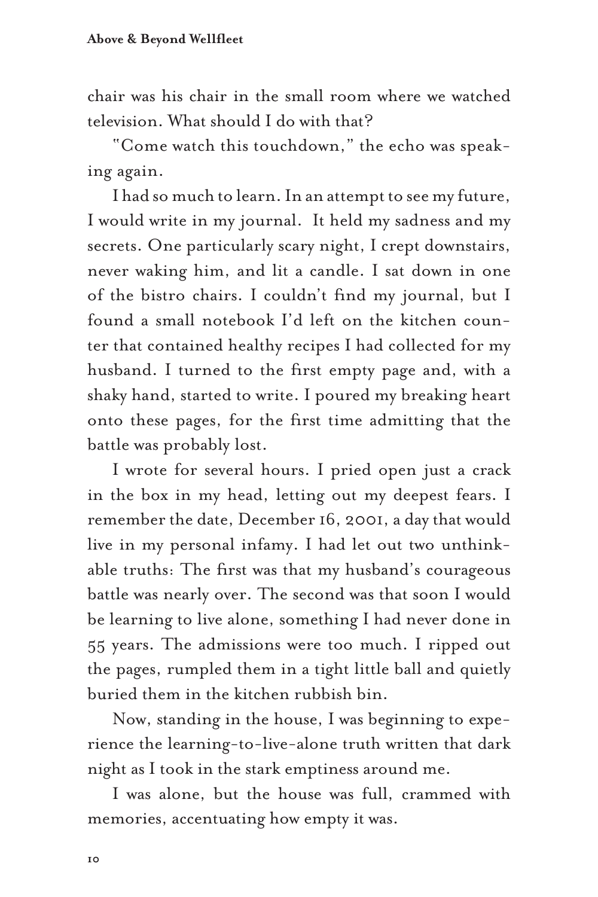chair was his chair in the small room where we watched television. What should I do with that?

"Come watch this touchdown," the echo was speaking again.

I had so much to learn. In an attempt to see my future, I would write in my journal. It held my sadness and my secrets. One particularly scary night, I crept downstairs, never waking him, and lit a candle. I sat down in one of the bistro chairs. I couldn't find my journal, but I found a small notebook I'd left on the kitchen counter that contained healthy recipes I had collected for my husband. I turned to the first empty page and, with a shaky hand, started to write. I poured my breaking heart onto these pages, for the first time admitting that the battle was probably lost.

I wrote for several hours. I pried open just a crack in the box in my head, letting out my deepest fears. I remember the date, December 16, 2001, a day that would live in my personal infamy. I had let out two unthinkable truths: The first was that my husband's courageous battle was nearly over. The second was that soon I would be learning to live alone, something I had never done in 55 years. The admissions were too much. I ripped out the pages, rumpled them in a tight little ball and quietly buried them in the kitchen rubbish bin.

Now, standing in the house, I was beginning to experience the learning-to-live-alone truth written that dark night as I took in the stark emptiness around me.

I was alone, but the house was full, crammed with memories, accentuating how empty it was.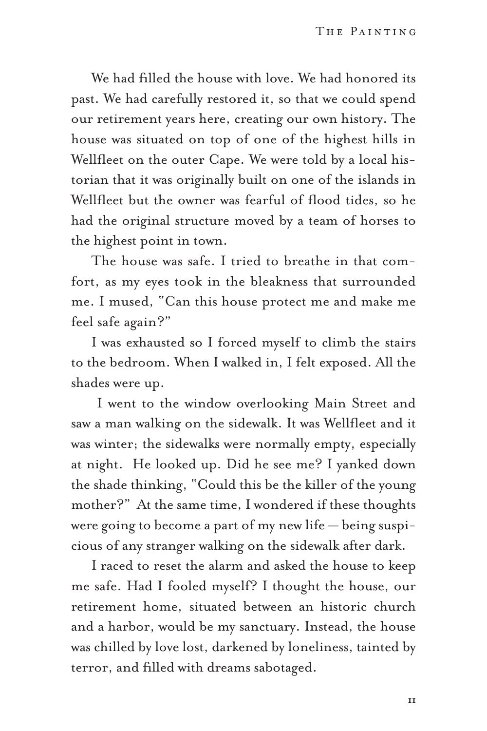We had filled the house with love. We had honored its past. We had carefully restored it, so that we could spend our retirement years here, creating our own history. The house was situated on top of one of the highest hills in Wellfleet on the outer Cape. We were told by a local historian that it was originally built on one of the islands in Wellfleet but the owner was fearful of flood tides, so he had the original structure moved by a team of horses to the highest point in town.

The house was safe. I tried to breathe in that comfort, as my eyes took in the bleakness that surrounded me. I mused, "Can this house protect me and make me feel safe again?"

I was exhausted so I forced myself to climb the stairs to the bedroom. When I walked in, I felt exposed. All the shades were up.

I went to the window overlooking Main Street and saw a man walking on the sidewalk. It was Wellfleet and it was winter; the sidewalks were normally empty, especially at night. He looked up. Did he see me? I yanked down the shade thinking, "Could this be the killer of the young mother?" At the same time, I wondered if these thoughts were going to become a part of my new life — being suspicious of any stranger walking on the sidewalk after dark.

I raced to reset the alarm and asked the house to keep me safe. Had I fooled myself? I thought the house, our retirement home, situated between an historic church and a harbor, would be my sanctuary. Instead, the house was chilled by love lost, darkened by loneliness, tainted by terror, and filled with dreams sabotaged.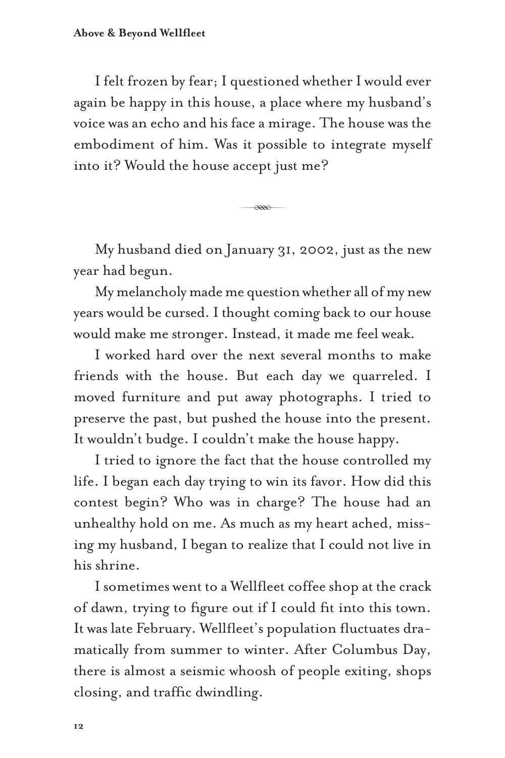I felt frozen by fear; I questioned whether I would ever again be happy in this house, a place where my husband's voice was an echo and his face a mirage. The house was the embodiment of him. Was it possible to integrate myself into it? Would the house accept just me?

---

My husband died on January 31, 2002, just as the new year had begun.

My melancholy made me question whether all of my new years would be cursed. I thought coming back to our house would make me stronger. Instead, it made me feel weak.

I worked hard over the next several months to make friends with the house. But each day we quarreled. I moved furniture and put away photographs. I tried to preserve the past, but pushed the house into the present. It wouldn't budge. I couldn't make the house happy.

I tried to ignore the fact that the house controlled my life. I began each day trying to win its favor. How did this contest begin? Who was in charge? The house had an unhealthy hold on me. As much as my heart ached, missing my husband, I began to realize that I could not live in his shrine.

I sometimes went to a Wellfleet coffee shop at the crack of dawn, trying to figure out if I could fit into this town. It was late February. Wellfleet's population fluctuates dramatically from summer to winter. After Columbus Day, there is almost a seismic whoosh of people exiting, shops closing, and traffic dwindling.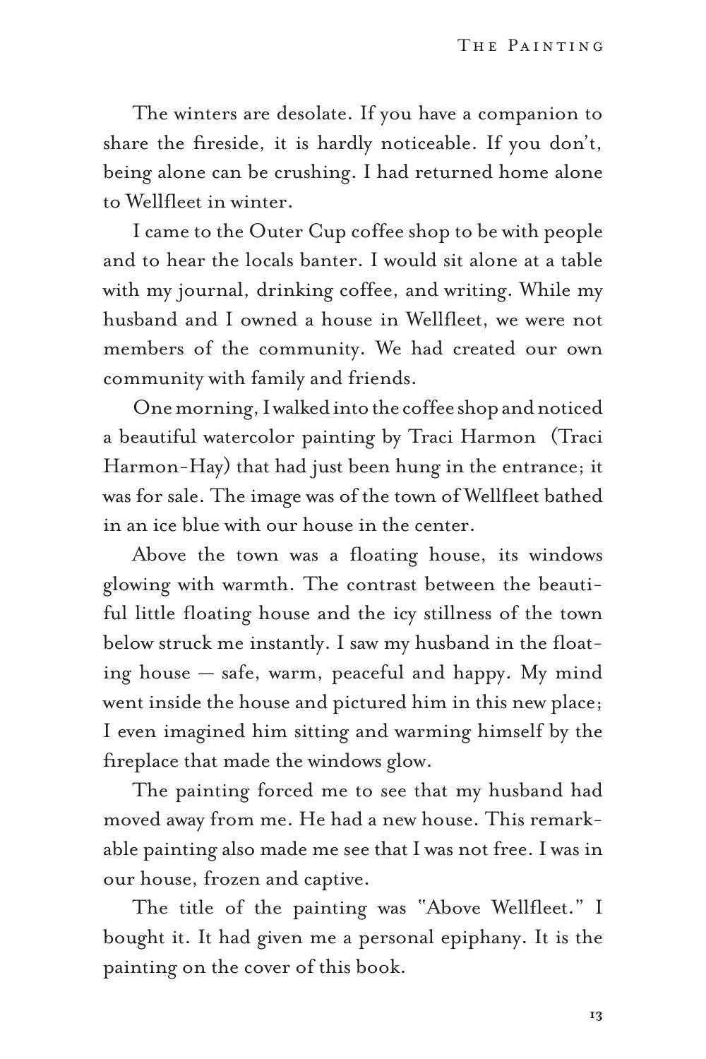The winters are desolate. If you have a companion to share the fireside, it is hardly noticeable. If you don't, being alone can be crushing. I had returned home alone to Wellfleet in winter.

I came to the Outer Cup coffee shop to be with people and to hear the locals banter. I would sit alone at a table with my journal, drinking coffee, and writing. While my husband and I owned a house in Wellfleet, we were not members of the community. We had created our own community with family and friends.

One morning, I walked into the coffee shop and noticed a beautiful watercolor painting by Traci Harmon (Traci Harmon-Hay) that had just been hung in the entrance; it was for sale. The image was of the town of Wellfleet bathed in an ice blue with our house in the center.

Above the town was a floating house, its windows glowing with warmth. The contrast between the beautiful little floating house and the icy stillness of the town below struck me instantly. I saw my husband in the floating house — safe, warm, peaceful and happy. My mind went inside the house and pictured him in this new place; I even imagined him sitting and warming himself by the fireplace that made the windows glow.

The painting forced me to see that my husband had moved away from me. He had a new house. This remarkable painting also made me see that I was not free. I was in our house, frozen and captive.

The title of the painting was "Above Wellfleet." I bought it. It had given me a personal epiphany. It is the painting on the cover of this book.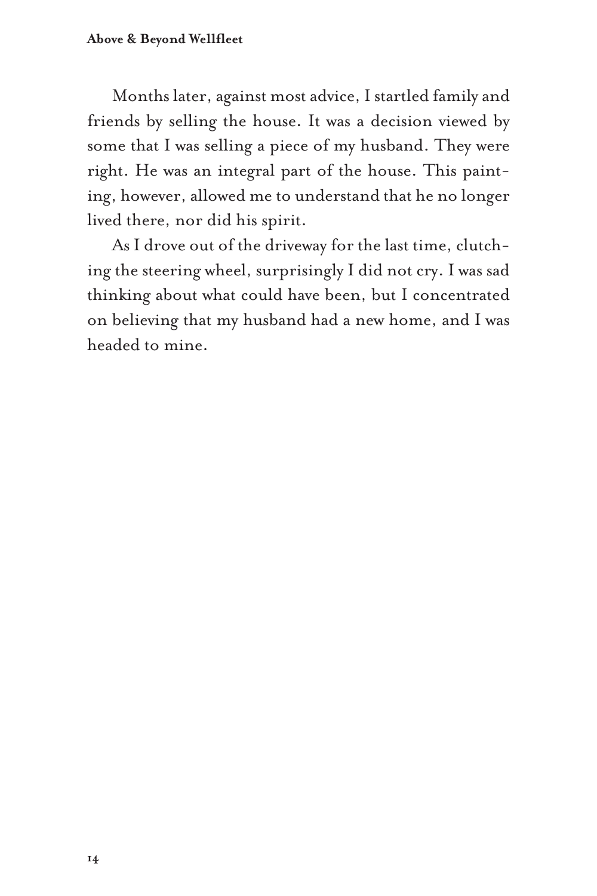Months later, against most advice, I startled family and friends by selling the house. It was a decision viewed by some that I was selling a piece of my husband. They were right. He was an integral part of the house. This painting, however, allowed me to understand that he no longer lived there, nor did his spirit.

As I drove out of the driveway for the last time, clutching the steering wheel, surprisingly I did not cry. I was sad thinking about what could have been, but I concentrated on believing that my husband had a new home, and I was headed to mine.